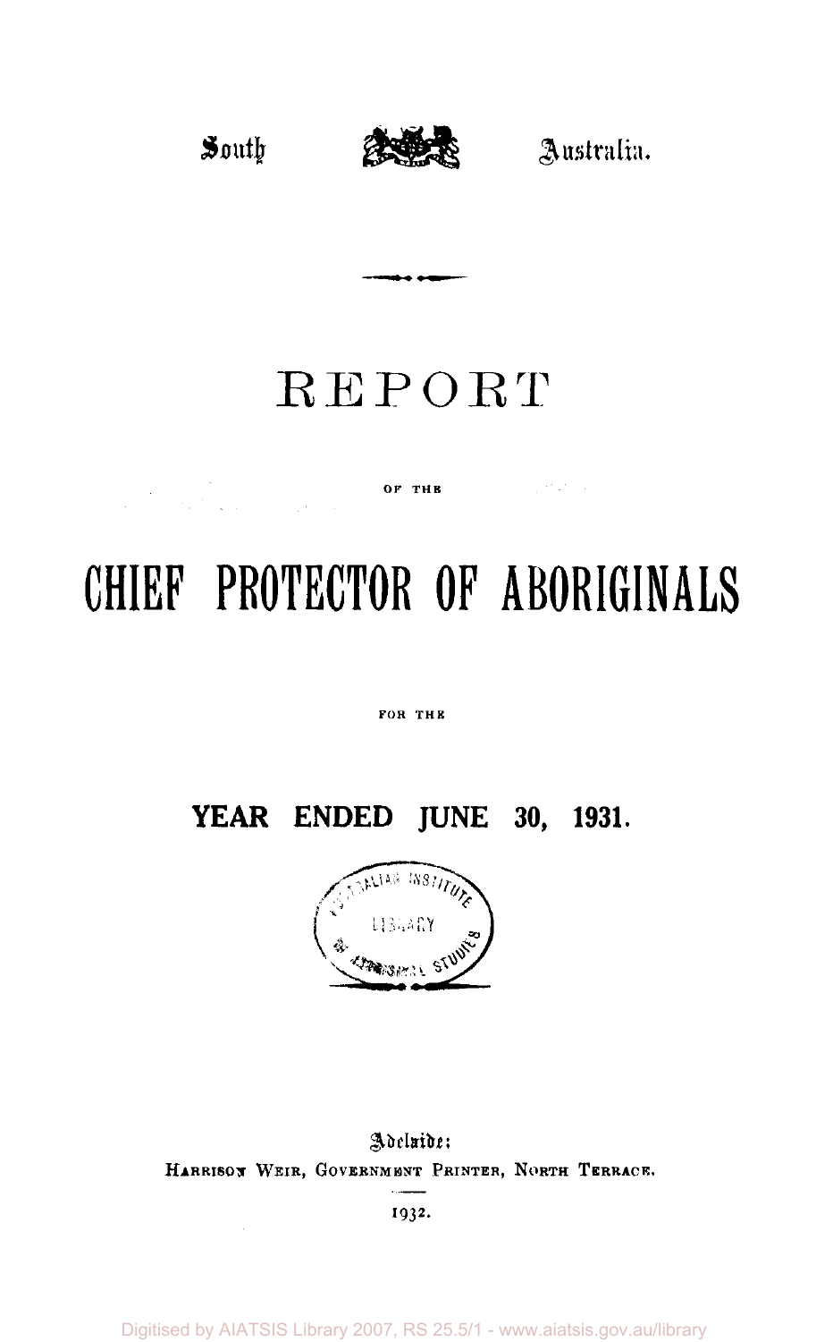South Australia.

# REPORT

OF THE

# CHIEF PROTECTOR OF ABORIGINALS

FOR THE

## YEAR ENDED JUNE 30, 1931.

Adelaide:
HARRISON WEIR, GOVERNMENT PRINTER, NORTH TERRACE.

1932.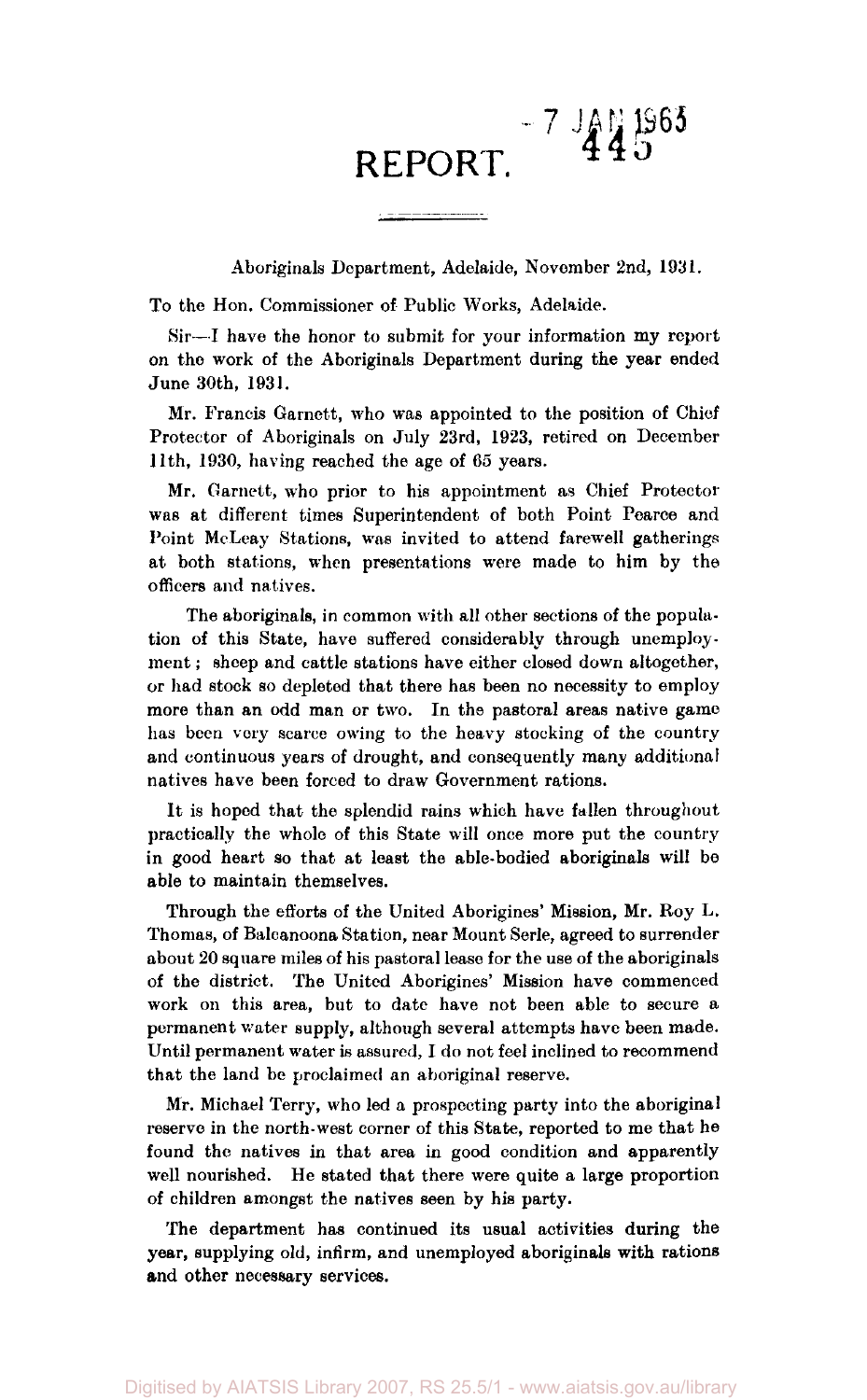# REPORT.

Aboriginals Department, Adelaide, November 2nd, 1931.

To the Hon. Commissioner of Public Works, Adelaide.

Sir—I have the honor to submit for your information my report on the work of the Aboriginals Department during the year ended June 30th, 1931.

Mr. Francis Garnett, who was appointed to the position of Chief Protector of Aboriginals on July 23rd, 1923, retired on December 11th, 1930, having reached the age of 65 years.

Mr. Garnett, who prior to his appointment as Chief Protector was at different times Superintendent of both Point Pearce and Point McLeay Stations, was invited to attend farewell gatherings at both stations, when presentations were made to him by the officers and natives.

The aboriginals, in common with all other sections of the population of this State, have suffered considerably through unemployment; sheep and cattle stations have either closed down altogether, or had stock so depleted that there has been no necessity to employ more than an odd man or two. In the pastoral areas native game has been very scarce owing to the heavy stocking of the country and continuous years of drought, and consequently many additional natives have been forced to draw Government rations.

It is hoped that the splendid rains which have fallen throughout practically the whole of this State will once more put the country in good heart so that at least the able-bodied aboriginals will be able to maintain themselves.

Through the efforts of the United Aborigines' Mission, Mr. Roy L. Thomas, of Balcanoona Station, near Mount Serle, agreed to surrender about 20 square miles of his pastoral lease for the use of the aboriginals of the district. The United Aborigines' Mission have commenced work on this area, but to date have not been able to secure a permanent water supply, although several attempts have been made. Until permanent water is assured, I do not feel inclined to recommend that the land be proclaimed an aboriginal reserve.

Mr. Michael Terry, who led a prospecting party into the aboriginal reserve in the north-west corner of this State, reported to me that he found the natives in that area in good condition and apparently well nourished. He stated that there were quite a large proportion of children amongst the natives seen by his party.

The department has continued its usual activities during the year, supplying old, infirm, and unemployed aboriginals with rations and other necessary services.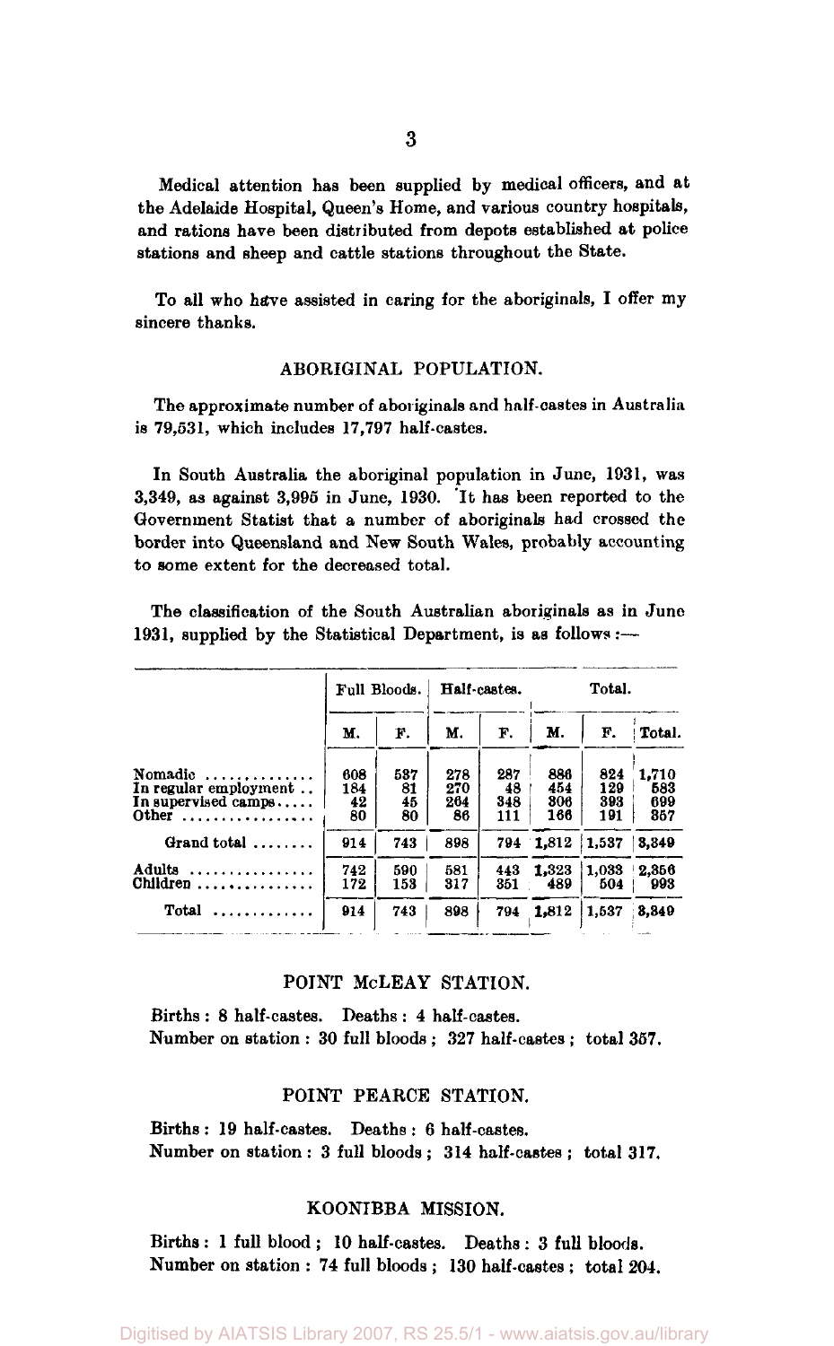Medical attention has been supplied by medical officers, and at the Adelaide Hospital, Queen's Home, and various country hospitals, and rations have been distributed from depots established at police stations and sheep and cattle stations throughout the State.

To all who have assisted in caring for the aboriginals, I offer my sincere thanks.

## ABORIGINAL POPULATION.

The approximate number of aboriginals and half-castes in Australia is 79,531, which includes 17,797 half-castes.

In South Australia the aboriginal population in June, 1931, was 3,349, as against 3,995 in June, 1930. It has been reported to the Government Statist that a number of aboriginals had crossed the border into Queensland and New South Wales, probably accounting to some extent for the decreased total.

The classification of the South Australian aboriginals as in June 1931, supplied by the Statistical Department, is as follows:—

| | Full Bloods. | | Half-castes. | | Total. | | |
|---|---|---|---|---|---|---|---|
| | M. | F. | M. | F. | M. | F. | Total. |
| Nomadic | 608 | 537 | 278 | 287 | 886 | 824 | 1,710 |
| In regular employment | 184 | 81 | 270 | 48 | 454 | 129 | 583 |
| In supervised camps | 42 | 45 | 264 | 348 | 306 | 393 | 699 |
| Other | 80 | 80 | 86 | 111 | 166 | 191 | 357 |
| Grand total | 914 | 743 | 898 | 794 | 1,812 | 1,537 | 3,349 |
| Adults | 742 | 590 | 581 | 443 | 1,323 | 1,033 | 2,356 |
| Children | 172 | 153 | 317 | 351 | 489 | 504 | 993 |
| Total | 914 | 743 | 898 | 794 | 1,812 | 1,537 | 3,349 |

## POINT McLEAY STATION.

Births: 8 half-castes. Deaths: 4 half-castes.
Number on station: 30 full bloods; 327 half-castes; total 357.

## POINT PEARCE STATION.

Births: 19 half-castes. Deaths: 6 half-castes.
Number on station: 3 full bloods; 314 half-castes; total 317.

## KOONIBBA MISSION.

Births: 1 full blood; 10 half-castes. Deaths: 3 full bloods.
Number on station: 74 full bloods; 130 half-castes; total 204.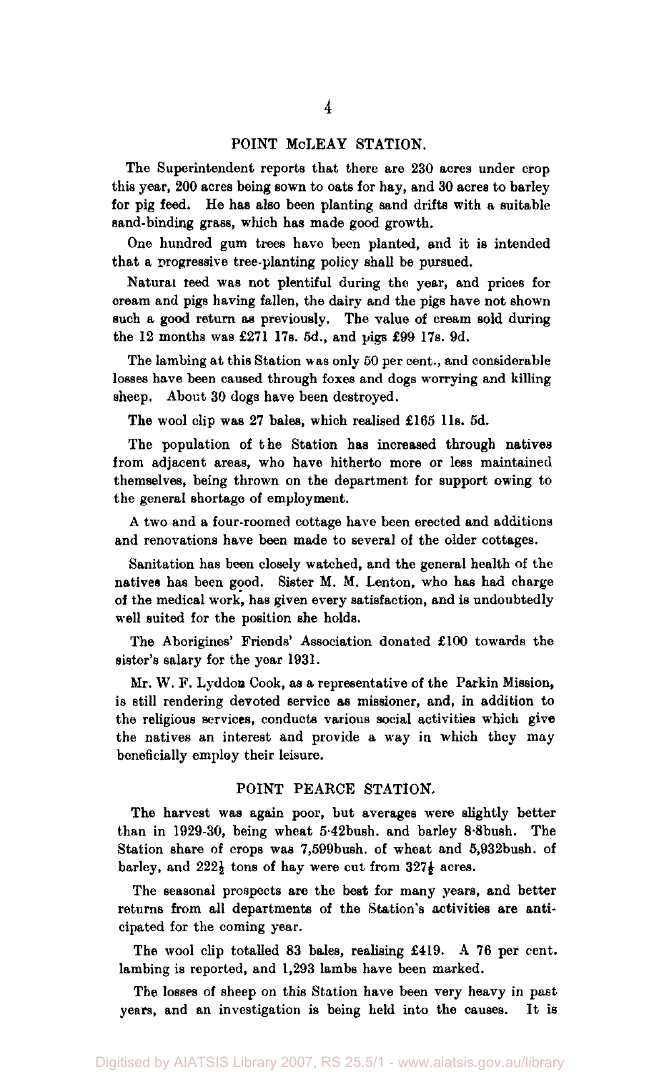## POINT McLEAY STATION.

The Superintendent reports that there are 230 acres under crop this year, 200 acres being sown to oats for hay, and 30 acres to barley for pig feed. He has also been planting sand drifts with a suitable sand-binding grass, which has made good growth.

One hundred gum trees have been planted, and it is intended that a progressive tree-planting policy shall be pursued.

Natural feed was not plentiful during the year, and prices for cream and pigs having fallen, the dairy and the pigs have not shown such a good return as previously. The value of cream sold during the 12 months was £271 17s. 5d., and pigs £99 17s. 9d.

The lambing at this Station was only 50 per cent., and considerable losses have been caused through foxes and dogs worrying and killing sheep. About 30 dogs have been destroyed.

The wool clip was 27 bales, which realised £165 11s. 5d.

The population of the Station has increased through natives from adjacent areas, who have hitherto more or less maintained themselves, being thrown on the department for support owing to the general shortage of employment.

A two and a four-roomed cottage have been erected and additions and renovations have been made to several of the older cottages.

Sanitation has been closely watched, and the general health of the natives has been good. Sister M. M. Lenton, who has had charge of the medical work, has given every satisfaction, and is undoubtedly well suited for the position she holds.

The Aborigines' Friends' Association donated £100 towards the sister's salary for the year 1931.

Mr. W. F. Lyddon Cook, as a representative of the Parkin Mission, is still rendering devoted service as missioner, and, in addition to the religious services, conducts various social activities which give the natives an interest and provide a way in which they may beneficially employ their leisure.

## POINT PEARCE STATION.

The harvest was again poor, but averages were slightly better than in 1929-30, being wheat 5·42bush. and barley 8·8bush. The Station share of crops was 7,599bush. of wheat and 5,932bush. of barley, and 222½ tons of hay were cut from 327½ acres.

The seasonal prospects are the best for many years, and better returns from all departments of the Station's activities are anticipated for the coming year.

The wool clip totalled 83 bales, realising £419. A 76 per cent. lambing is reported, and 1,293 lambs have been marked.

The losses of sheep on this Station have been very heavy in past years, and an investigation is being held into the causes. It is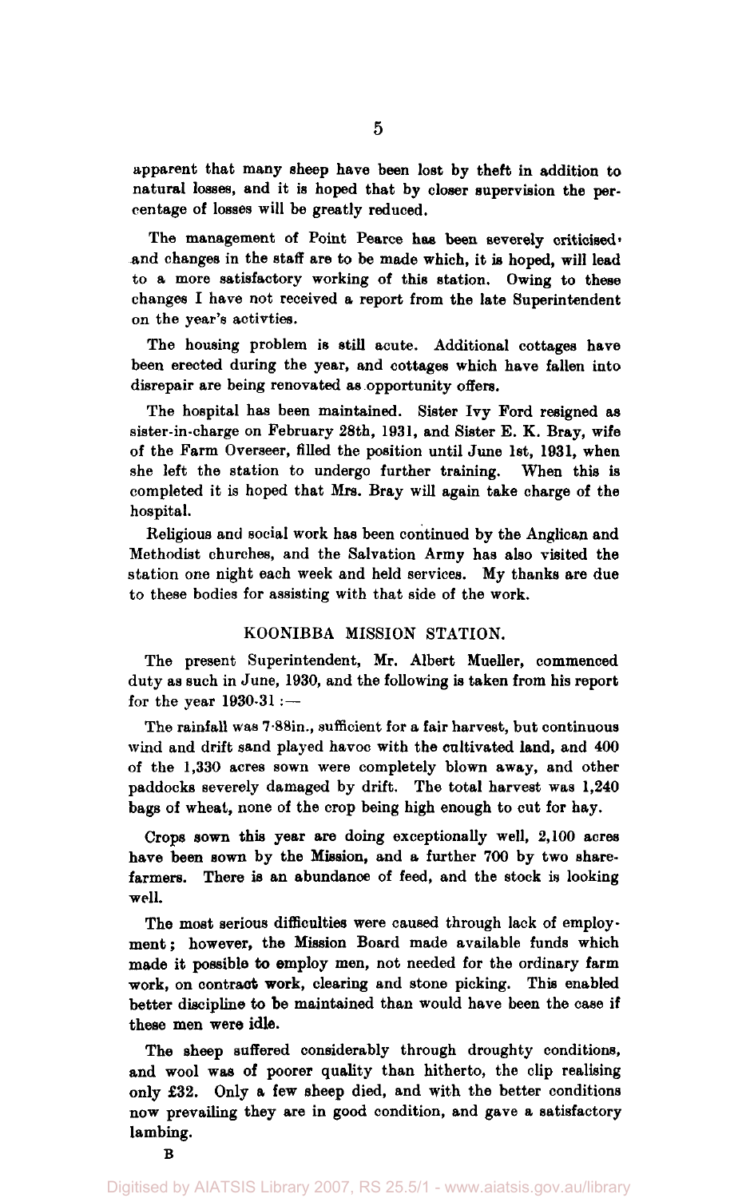apparent that many sheep have been lost by theft in addition to natural losses, and it is hoped that by closer supervision the percentage of losses will be greatly reduced.

The management of Point Pearce has been severely criticised, and changes in the staff are to be made which, it is hoped, will lead to a more satisfactory working of this station. Owing to these changes I have not received a report from the late Superintendent on the year's activties.

The housing problem is still acute. Additional cottages have been erected during the year, and cottages which have fallen into disrepair are being renovated as opportunity offers.

The hospital has been maintained. Sister Ivy Ford resigned as sister-in-charge on February 28th, 1931, and Sister E. K. Bray, wife of the Farm Overseer, filled the position until June 1st, 1931, when she left the station to undergo further training. When this is completed it is hoped that Mrs. Bray will again take charge of the hospital.

Religious and social work has been continued by the Anglican and Methodist churches, and the Salvation Army has also visited the station one night each week and held services. My thanks are due to these bodies for assisting with that side of the work.

## KOONIBBA MISSION STATION.

The present Superintendent, Mr. Albert Mueller, commenced duty as such in June, 1930, and the following is taken from his report for the year 1930-31 :—

The rainfall was 7·88in., sufficient for a fair harvest, but continuous wind and drift sand played havoc with the cultivated land, and 400 of the 1,330 acres sown were completely blown away, and other paddocks severely damaged by drift. The total harvest was 1,240 bags of wheat, none of the crop being high enough to cut for hay.

Crops sown this year are doing exceptionally well, 2,100 acres have been sown by the Mission, and a further 700 by two share-farmers. There is an abundance of feed, and the stock is looking well.

The most serious difficulties were caused through lack of employment; however, the Mission Board made available funds which made it possible to employ men, not needed for the ordinary farm work, on contract work, clearing and stone picking. This enabled better discipline to be maintained than would have been the case if these men were idle.

The sheep suffered considerably through droughty conditions, and wool was of poorer quality than hitherto, the clip realising only £32. Only a few sheep died, and with the better conditions now prevailing they are in good condition, and gave a satisfactory lambing.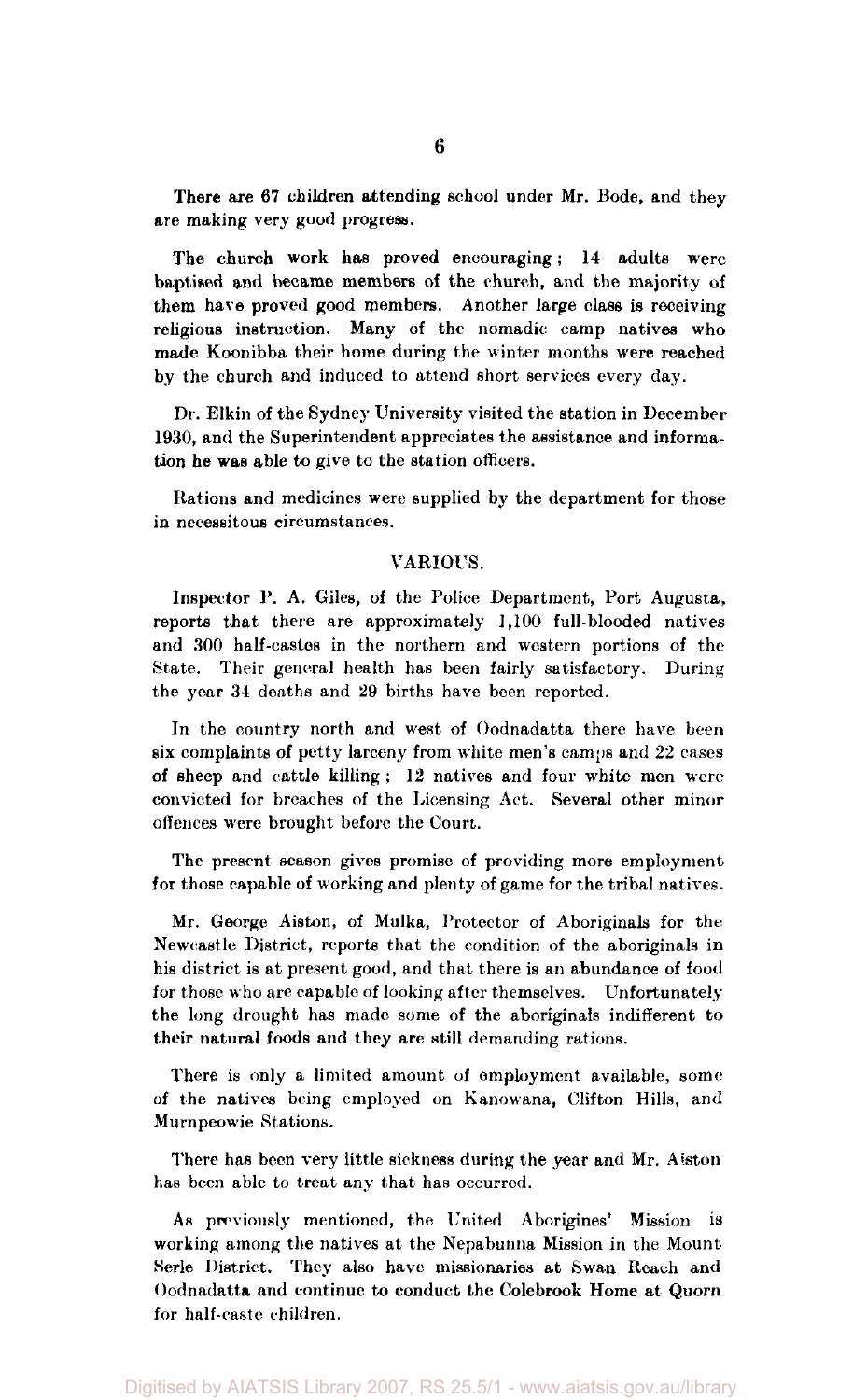There are 67 children attending school under Mr. Bode, and they are making very good progress.

The church work has proved encouraging; 14 adults were baptised and became members of the church, and the majority of them have proved good members. Another large class is receiving religious instruction. Many of the nomadic camp natives who made Koonibba their home during the winter months were reached by the church and induced to attend short services every day.

Dr. Elkin of the Sydney University visited the station in December 1930, and the Superintendent appreciates the assistance and information he was able to give to the station officers.

Rations and medicines were supplied by the department for those in necessitous circumstances.

## VARIOUS.

Inspector P. A. Giles, of the Police Department, Port Augusta, reports that there are approximately 1,100 full-blooded natives and 300 half-castes in the northern and western portions of the State. Their general health has been fairly satisfactory. During the year 34 deaths and 29 births have been reported.

In the country north and west of Oodnadatta there have been six complaints of petty larceny from white men's camps and 22 cases of sheep and cattle killing; 12 natives and four white men were convicted for breaches of the Licensing Act. Several other minor offences were brought before the Court.

The present season gives promise of providing more employment for those capable of working and plenty of game for the tribal natives.

Mr. George Aiston, of Mulka, Protector of Aboriginals for the Newcastle District, reports that the condition of the aboriginals in his district is at present good, and that there is an abundance of food for those who are capable of looking after themselves. Unfortunately the long drought has made some of the aboriginals indifferent to their natural foods and they are still demanding rations.

There is only a limited amount of employment available, some of the natives being employed on Kanowana, Clifton Hills, and Murnpeowie Stations.

There has been very little sickness during the year and Mr. Aiston has been able to treat any that has occurred.

As previously mentioned, the United Aborigines' Mission is working among the natives at the Nepabunna Mission in the Mount Serle District. They also have missionaries at Swan Reach and Oodnadatta and continue to conduct the Colebrook Home at Quorn for half-caste children.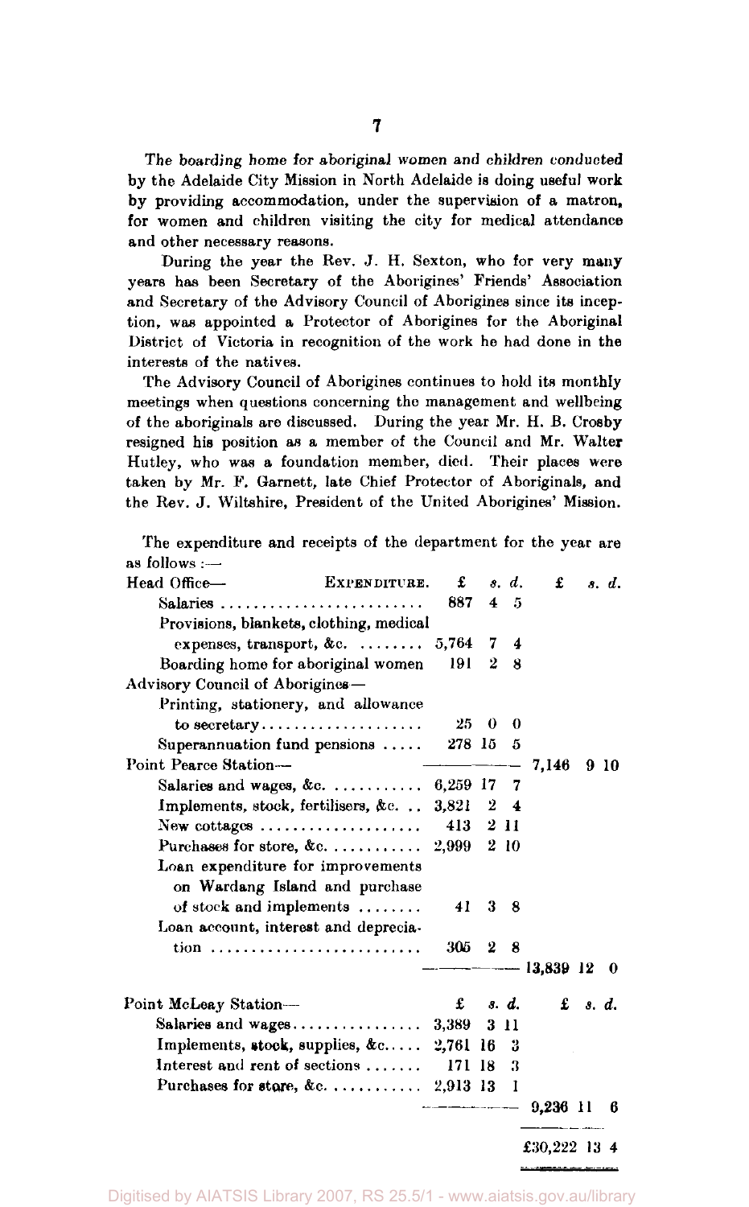The boarding home for aboriginal women and children conducted by the Adelaide City Mission in North Adelaide is doing useful work by providing accommodation, under the supervision of a matron, for women and children visiting the city for medical attendance and other necessary reasons.

During the year the Rev. J. H. Sexton, who for very many years has been Secretary of the Aborigines' Friends' Association and Secretary of the Advisory Council of Aborigines since its inception, was appointed a Protector of Aborigines for the Aboriginal District of Victoria in recognition of the work he had done in the interests of the natives.

The Advisory Council of Aborigines continues to hold its monthly meetings when questions concerning the management and wellbeing of the aboriginals are discussed. During the year Mr. H. B. Crosby resigned his position as a member of the Council and Mr. Walter Hutley, who was a foundation member, died. Their places were taken by Mr. F. Garnett, late Chief Protector of Aboriginals, and the Rev. J. Wiltshire, President of the United Aborigines' Mission.

The expenditure and receipts of the department for the year are as follows :—

| EXPENDITURE. | £ s. d. | £ s. d. |
|---|---|---|
| Head Office— | | |
| Salaries | 887 4 5 | |
| Provisions, blankets, clothing, medical expenses, transport, &c. | 5,764 7 4 | |
| Boarding home for aboriginal women | 191 2 8 | |
| Advisory Council of Aborigines— | | |
| Printing, stationery, and allowance to secretary | 25 0 0 | |
| Superannuation fund pensions | 278 15 5 | |
| | | 7,146 9 10 |
| Point Pearce Station— | | |
| Salaries and wages, &c. | 6,259 17 7 | |
| Implements, stock, fertilisers, &c. | 3,821 2 4 | |
| New cottages | 413 2 11 | |
| Purchases for store, &c. | 2,999 2 10 | |
| Loan expenditure for improvements on Wardang Island and purchase of stock and implements | 41 3 8 | |
| Loan account, interest and depreciation | 305 2 8 | |
| | | 13,839 12 0 |
| Point McLeay Station— | £ s. d. | £ s. d. |
| Salaries and wages | 3,389 3 11 | |
| Implements, stock, supplies, &c. | 2,761 16 3 | |
| Interest and rent of sections | 171 18 3 | |
| Purchases for store, &c. | 2,913 13 1 | |
| | | 9,236 11 6 |
| | | £30,222 13 4 |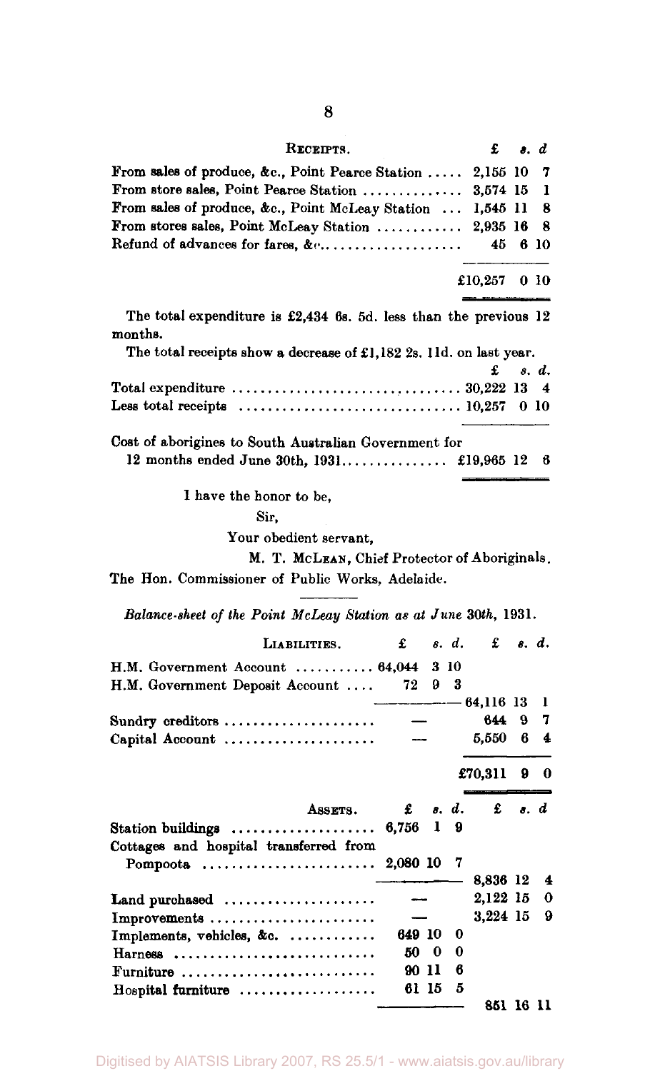| RECEIPTS. | £ | s. | d. |
|---|---|---|---|
| From sales of produce, &c., Point Pearce Station | 2,155 | 10 | 7 |
| From store sales, Point Pearce Station | 3,574 | 15 | 1 |
| From sales of produce, &c., Point McLeay Station | 1,545 | 11 | 8 |
| From stores sales, Point McLeay Station | 2,935 | 16 | 8 |
| Refund of advances for fares, &c. | 45 | 6 | 10 |
| | £10,257 | 0 | 10 |

The total expenditure is £2,434 6s. 5d. less than the previous 12 months.

The total receipts show a decrease of £1,182 2s. 11d. on last year.

| | £ | s. | d. |
|---|---|---|---|
| Total expenditure | 30,222 | 13 | 4 |
| Less total receipts | 10,257 | 0 | 10 |
| Cost of aborigines to South Australian Government for 12 months ended June 30th, 1931 | £19,965 | 12 | 6 |

I have the honor to be,

Sir,

Your obedient servant,

M. T. McLEAN, Chief Protector of Aboriginals.

The Hon. Commissioner of Public Works, Adelaide.

*Balance-sheet of the Point McLeay Station as at June 30th, 1931.*

| LIABILITIES. | £ | s. | d. | £ | s. | d. |
|---|---|---|---|---|---|---|
| H.M. Government Account | 64,044 | 3 | 10 | | | |
| H.M. Government Deposit Account | 72 | 9 | 3 | | | |
| | | | | 64,116 | 13 | 1 |
| Sundry creditors | — | | | 644 | 9 | 7 |
| Capital Account | — | | | 5,550 | 6 | 4 |
| | | | | £70,311 | 9 | 0 |

| ASSETS. | £ | s. | d. | £ | s. | d. |
|---|---|---|---|---|---|---|
| Station buildings | 6,756 | 1 | 9 | | | |
| Cottages and hospital transferred from Pompoota | 2,080 | 10 | 7 | | | |
| | | | | 8,836 | 12 | 4 |
| Land purchased | — | | | 2,122 | 15 | 0 |
| Improvements | — | | | 3,224 | 15 | 9 |
| Implements, vehicles, &c. | 649 | 10 | 0 | | | |
| Harness | 50 | 0 | 0 | | | |
| Furniture | 90 | 11 | 6 | | | |
| Hospital furniture | 61 | 15 | 5 | | | |
| | | | | 851 | 16 | 11 |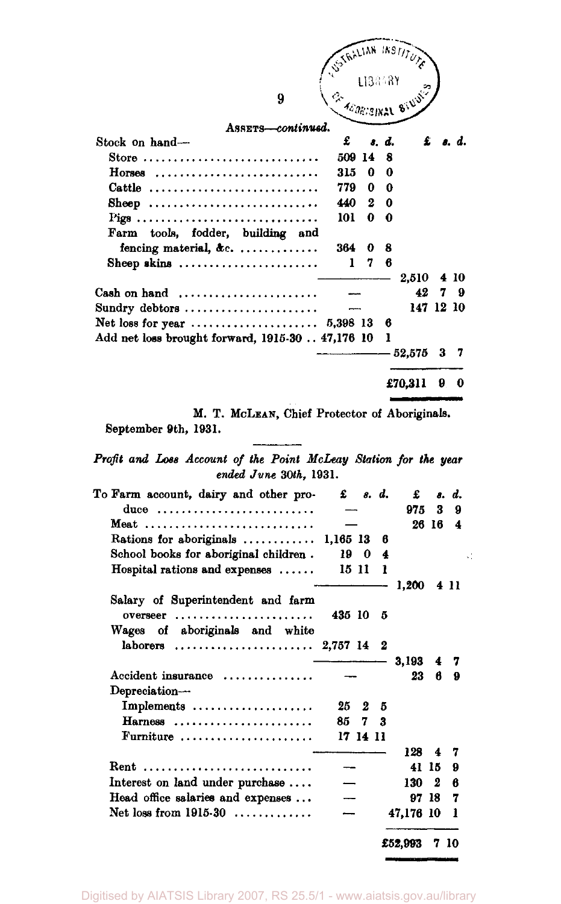ASSETS—*continued*.

| | £ s. d. | £ s. d. |
|---|---|---|
| Stock on hand— | | |
| Store | 509 14 8 | |
| Horses | 315 0 0 | |
| Cattle | 779 0 0 | |
| Sheep | 440 2 0 | |
| Pigs | 101 0 0 | |
| Farm tools, fodder, building and fencing material, &c. | 364 0 8 | |
| Sheep skins | 1 7 6 | |
| | | 2,510 4 10 |
| Cash on hand | — | 42 7 9 |
| Sundry debtors | — | 147 12 10 |
| Net loss for year | 5,398 13 6 | |
| Add net loss brought forward, 1915-30 | 47,176 10 1 | |
| | | 52,575 3 7 |
| | | £70,311 9 0 |

M. T. McLEAN, Chief Protector of Aboriginals.

September 9th, 1931.

*Profit and Loss Account of the Point McLeay Station for the year ended June 30th, 1931.*

| | £ s. d. | £ s. d. |
|---|---|---|
| To Farm account, dairy and other produce | — | 975 3 9 |
| Meat | — | 26 16 4 |
| Rations for aboriginals | 1,165 13 6 | |
| School books for aboriginal children | 19 0 4 | |
| Hospital rations and expenses | 15 11 1 | |
| | | 1,200 4 11 |
| Salary of Superintendent and farm overseer | 435 10 5 | |
| Wages of aboriginals and white laborers | 2,757 14 2 | |
| | | 3,193 4 7 |
| Accident insurance | — | 23 6 9 |
| Depreciation— | | |
| Implements | 25 2 5 | |
| Harness | 85 7 3 | |
| Furniture | 17 14 11 | |
| | | 128 4 7 |
| Rent | — | 41 15 9 |
| Interest on land under purchase | — | 130 2 6 |
| Head office salaries and expenses | — | 97 18 7 |
| Net loss from 1915-30 | — | 47,176 10 1 |
| | | £52,993 7 10 |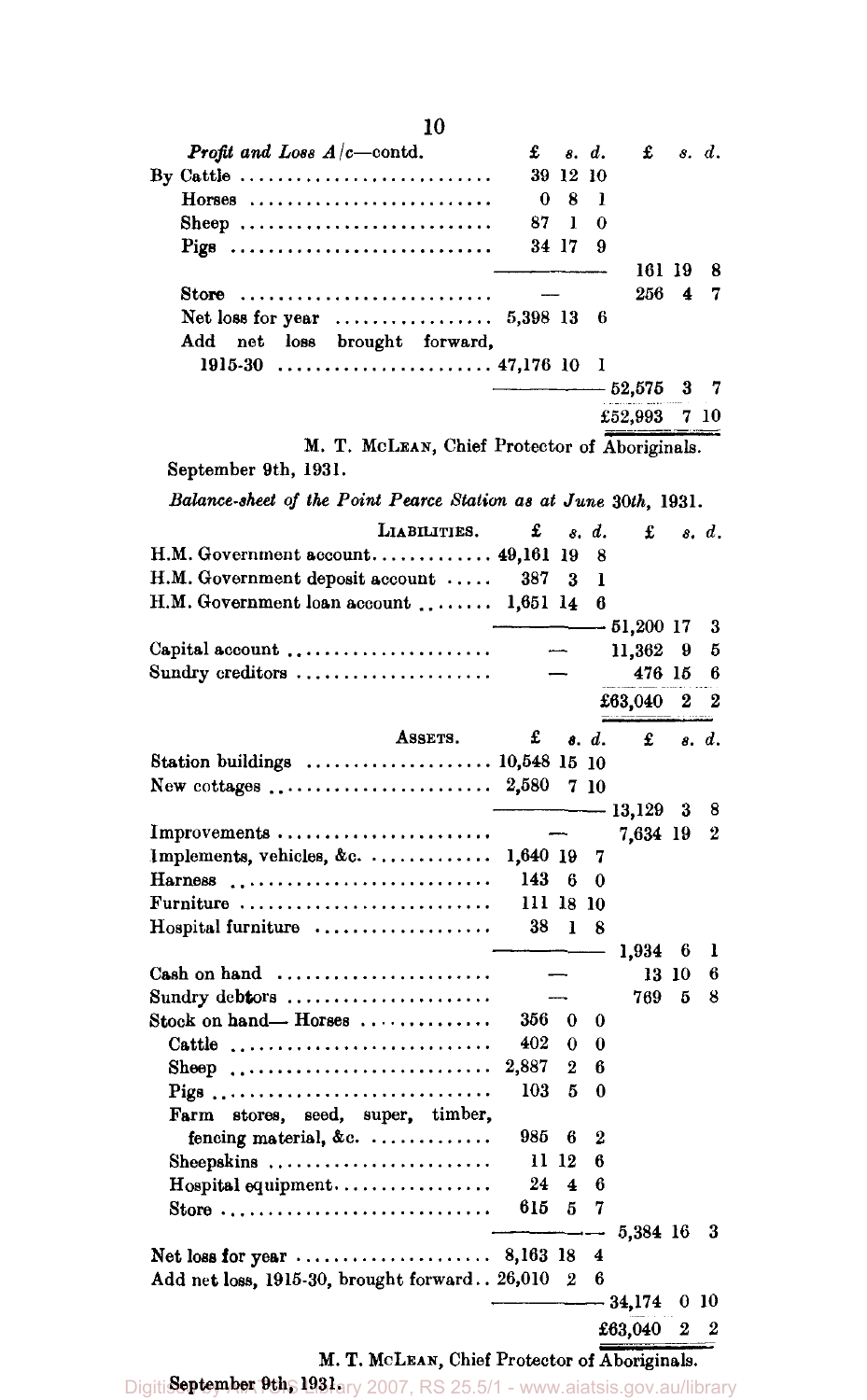*Profit and Loss A/c*—contd.

| | £ s. d. | £ s. d. |
|---|---|---|
| By Cattle | 39 12 10 | |
| Horses | 0 8 1 | |
| Sheep | 87 1 0 | |
| Pigs | 34 17 9 | |
| | | 161 19 8 |
| Store | — | 256 4 7 |
| Net loss for year | 5,398 13 6 | |
| Add net loss brought forward, 1915-30 | 47,176 10 1 | |
| | | 52,575 3 7 |
| | | £52,993 7 10 |

M. T. McLean, Chief Protector of Aboriginals.

September 9th, 1931.

*Balance-sheet of the Point Pearce Station as at June 30th,* 1931.

| Liabilities. | £ s. d. | £ s. d. |
|---|---|---|
| H.M. Government account | 49,161 19 8 | |
| H.M. Government deposit account | 387 3 1 | |
| H.M. Government loan account | 1,651 14 6 | |
| | | 51,200 17 3 |
| Capital account | — | 11,362 9 5 |
| Sundry creditors | — | 476 15 6 |
| | | £63,040 2 2 |

| Assets. | £ s. d. | £ s. d. |
|---|---|---|
| Station buildings | 10,548 15 10 | |
| New cottages | 2,580 7 10 | |
| | | 13,129 3 8 |
| Improvements | — | 7,634 19 2 |
| Implements, vehicles, &c. | 1,640 19 7 | |
| Harness | 143 6 0 | |
| Furniture | 111 18 10 | |
| Hospital furniture | 38 1 8 | |
| | | 1,934 6 1 |
| Cash on hand | — | 13 10 6 |
| Sundry debtors | — | 769 5 8 |
| Stock on hand—Horses | 356 0 0 | |
| Cattle | 402 0 0 | |
| Sheep | 2,887 2 6 | |
| Pigs | 103 5 0 | |
| Farm stores, seed, super, timber, fencing material, &c. | 985 6 2 | |
| Sheepskins | 11 12 6 | |
| Hospital equipment | 24 4 6 | |
| Store | 615 5 7 | |
| | | 5,384 16 3 |
| Net loss for year | 8,163 18 4 | |
| Add net loss, 1915-30, brought forward | 26,010 2 6 | |
| | | 34,174 0 10 |
| | | £63,040 2 2 |

M. T. McLean, Chief Protector of Aboriginals.

September 9th, 1931.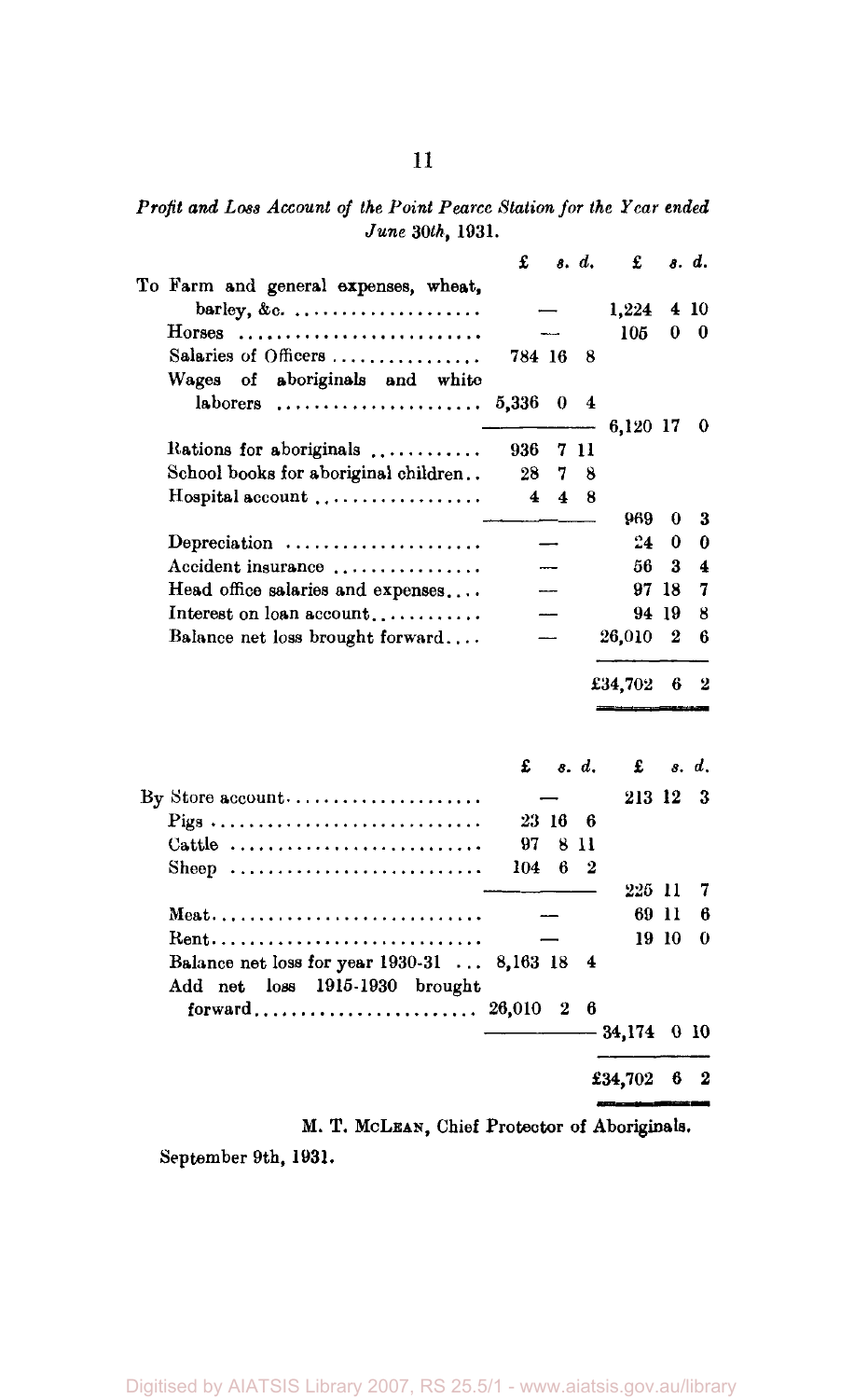*Profit and Loss Account of the Point Pearce Station for the Year ended June 30th, 1931.*

| | £ s. d. | £ s. d. |
|---|---|---|
| To Farm and general expenses, wheat, barley, &c. | — | 1,224 4 10 |
| Horses | — | 105 0 0 |
| Salaries of Officers | 784 16 8 | |
| Wages of aboriginals and white laborers | 5,336 0 4 | |
| | | 6,120 17 0 |
| Rations for aboriginals | 936 7 11 | |
| School books for aboriginal children | 28 7 8 | |
| Hospital account | 4 4 8 | |
| | | 969 0 3 |
| Depreciation | — | 24 0 0 |
| Accident insurance | — | 56 3 4 |
| Head office salaries and expenses | — | 97 18 7 |
| Interest on loan account | — | 94 19 8 |
| Balance net loss brought forward | — | 26,010 2 6 |
| | | £34,702 6 2 |

| | £ s. d. | £ s. d. |
|---|---|---|
| By Store account | — | 213 12 3 |
| Pigs | 23 16 6 | |
| Cattle | 97 8 11 | |
| Sheep | 104 6 2 | |
| | | 225 11 7 |
| Meat | — | 69 11 6 |
| Rent | — | 19 10 0 |
| Balance net loss for year 1930-31 | 8,163 18 4 | |
| Add net loss 1915-1930 brought forward | 26,010 2 6 | |
| | | 34,174 0 10 |
| | | £34,702 6 2 |

M. T. McLean, Chief Protector of Aboriginals.

September 9th, 1931.